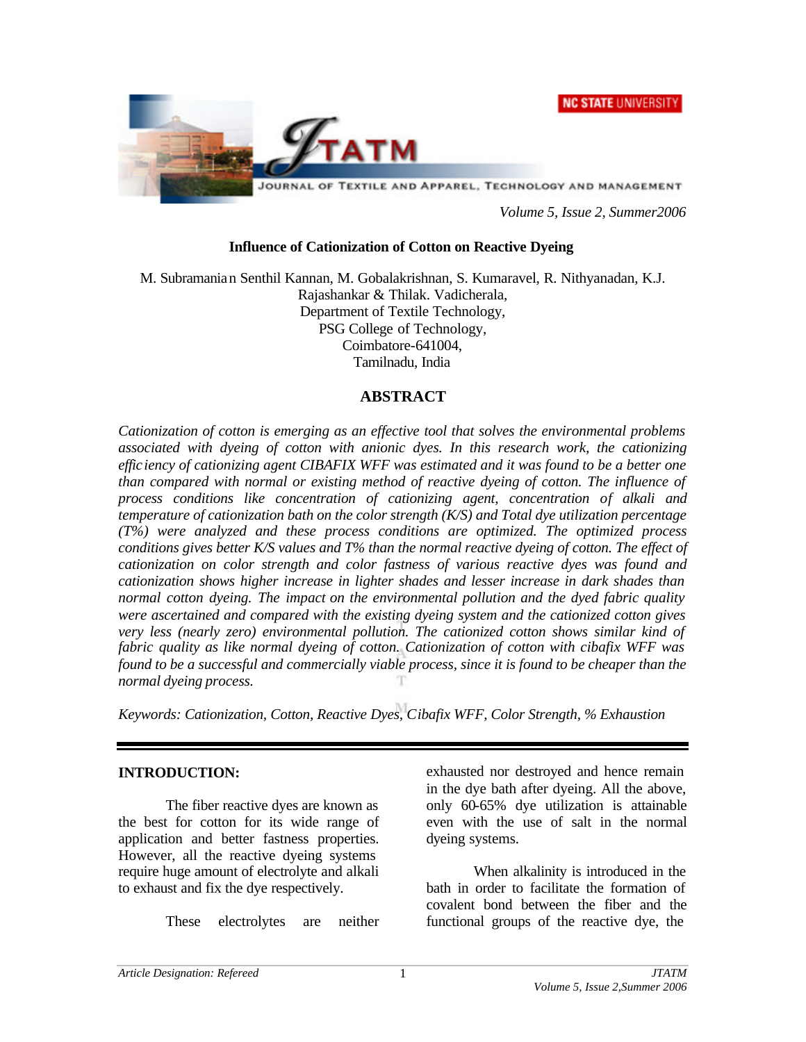# Influence of Cationization of Cotton on Reactive Dyeing

M. Subramanian Senthil Kannan, M. Gobalakrishnan, S. Kumaravel, R. Nithyanadan, K.J. Rajashankar & Thilak. Vadicherala,
Department of Textile Technology,
PSG College of Technology,
Coimbatore-641004,
Tamilnadu, India

## ABSTRACT

*Cationization of cotton is emerging as an effective tool that solves the environmental problems associated with dyeing of cotton with anionic dyes. In this research work, the cationizing efficiency of cationizing agent CIBAFIX WFF was estimated and it was found to be a better one than compared with normal or existing method of reactive dyeing of cotton. The influence of process conditions like concentration of cationizing agent, concentration of alkali and temperature of cationization bath on the color strength (K/S) and Total dye utilization percentage (T%) were analyzed and these process conditions are optimized. The optimized process conditions gives better K/S values and T% than the normal reactive dyeing of cotton. The effect of cationization on color strength and color fastness of various reactive dyes was found and cationization shows higher increase in lighter shades and lesser increase in dark shades than normal cotton dyeing. The impact on the environmental pollution and the dyed fabric quality were ascertained and compared with the existing dyeing system and the cationized cotton gives very less (nearly zero) environmental pollution. The cationized cotton shows similar kind of fabric quality as like normal dyeing of cotton. Cationization of cotton with cibafix WFF was found to be a successful and commercially viable process, since it is found to be cheaper than the normal dyeing process.*

*Keywords: Cationization, Cotton, Reactive Dyes, Cibafix WFF, Color Strength, % Exhaustion*

## INTRODUCTION:

The fiber reactive dyes are known as the best for cotton for its wide range of application and better fastness properties. However, all the reactive dyeing systems require huge amount of electrolyte and alkali to exhaust and fix the dye respectively.

These electrolytes are neither exhausted nor destroyed and hence remain in the dye bath after dyeing. All the above, only 60-65% dye utilization is attainable even with the use of salt in the normal dyeing systems.

When alkalinity is introduced in the bath in order to facilitate the formation of covalent bond between the fiber and the functional groups of the reactive dye, the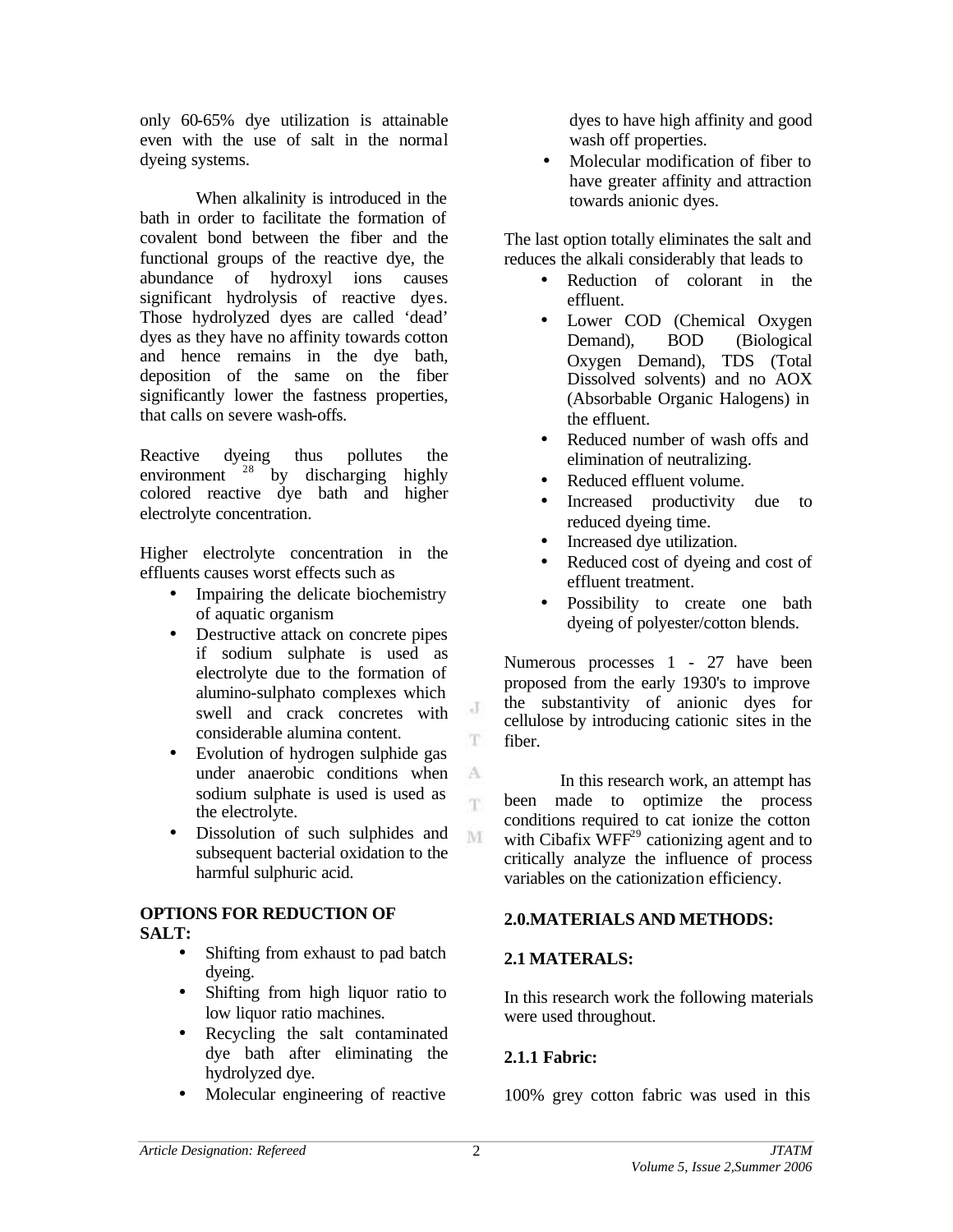only 60-65% dye utilization is attainable even with the use of salt in the normal dyeing systems.

When alkalinity is introduced in the bath in order to facilitate the formation of covalent bond between the fiber and the functional groups of the reactive dye, the abundance of hydroxyl ions causes significant hydrolysis of reactive dyes. Those hydrolyzed dyes are called 'dead' dyes as they have no affinity towards cotton and hence remains in the dye bath, deposition of the same on the fiber significantly lower the fastness properties, that calls on severe wash-offs.

Reactive dyeing thus pollutes the environment [28] by discharging highly colored reactive dye bath and higher electrolyte concentration.

Higher electrolyte concentration in the effluents causes worst effects such as

- Impairing the delicate biochemistry of aquatic organism
- Destructive attack on concrete pipes if sodium sulphate is used as electrolyte due to the formation of alumino-sulphato complexes which swell and crack concretes with considerable alumina content.
- Evolution of hydrogen sulphide gas under anaerobic conditions when sodium sulphate is used is used as the electrolyte.
- Dissolution of such sulphides and subsequent bacterial oxidation to the harmful sulphuric acid.

**OPTIONS FOR REDUCTION OF SALT:**

- Shifting from exhaust to pad batch dyeing.
- Shifting from high liquor ratio to low liquor ratio machines.
- Recycling the salt contaminated dye bath after eliminating the hydrolyzed dye.
- Molecular engineering of reactive dyes to have high affinity and good wash off properties.
- Molecular modification of fiber to have greater affinity and attraction towards anionic dyes.

The last option totally eliminates the salt and reduces the alkali considerably that leads to

- Reduction of colorant in the effluent.
- Lower COD (Chemical Oxygen Demand), BOD (Biological Oxygen Demand), TDS (Total Dissolved solvents) and no AOX (Absorbable Organic Halogens) in the effluent.
- Reduced number of wash offs and elimination of neutralizing.
- Reduced effluent volume.
- Increased productivity due to reduced dyeing time.
- Increased dye utilization.
- Reduced cost of dyeing and cost of effluent treatment.
- Possibility to create one bath dyeing of polyester/cotton blends.

Numerous processes 1 - 27 have been proposed from the early 1930's to improve the substantivity of anionic dyes for cellulose by introducing cationic sites in the fiber.

In this research work, an attempt has been made to optimize the process conditions required to cat ionize the cotton with Cibafix WFF[29] cationizing agent and to critically analyze the influence of process variables on the cationization efficiency.

## 2.0.MATERIALS AND METHODS:

### 2.1 MATERALS:

In this research work the following materials were used throughout.

#### 2.1.1 Fabric:

100% grey cotton fabric was used in this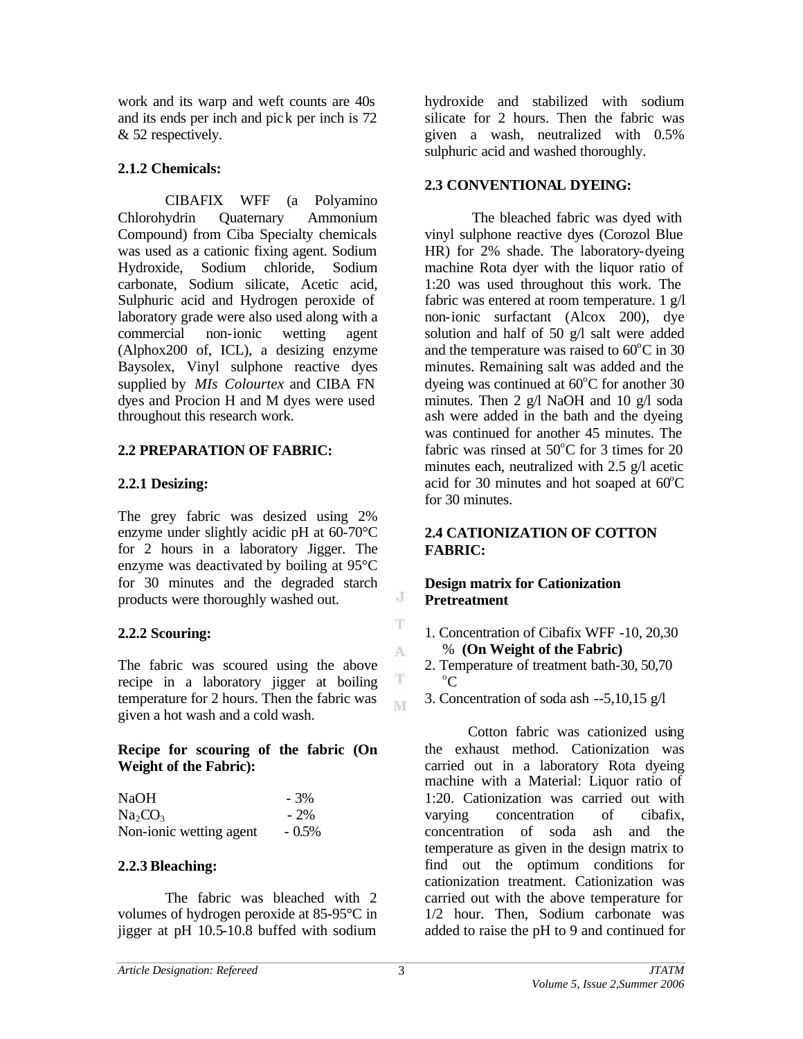work and its warp and weft counts are 40s and its ends per inch and pick per inch is 72 & 52 respectively.

### 2.1.2 Chemicals:

CIBAFIX WFF (a Polyamino Chlorohydrin Quaternary Ammonium Compound) from Ciba Specialty chemicals was used as a cationic fixing agent. Sodium Hydroxide, Sodium chloride, Sodium carbonate, Sodium silicate, Acetic acid, Sulphuric acid and Hydrogen peroxide of laboratory grade were also used along with a commercial non-ionic wetting agent (Alphox200 of, ICL), a desizing enzyme Baysolex, Vinyl sulphone reactive dyes supplied by *MIs Colourtex* and CIBA FN dyes and Procion H and M dyes were used throughout this research work.

## 2.2 PREPARATION OF FABRIC:

### 2.2.1 Desizing:

The grey fabric was desized using 2% enzyme under slightly acidic pH at 60-70°C for 2 hours in a laboratory Jigger. The enzyme was deactivated by boiling at 95°C for 30 minutes and the degraded starch products were thoroughly washed out.

### 2.2.2 Scouring:

The fabric was scoured using the above recipe in a laboratory jigger at boiling temperature for 2 hours. Then the fabric was given a hot wash and a cold wash.

**Recipe for scouring of the fabric (On Weight of the Fabric):**

| | |
|---|---|
| NaOH | - 3% |
| $Na_2CO_3$ | - 2% |
| Non-ionic wetting agent | - 0.5% |

### 2.2.3 Bleaching:

The fabric was bleached with 2 volumes of hydrogen peroxide at 85-95°C in jigger at pH 10.5-10.8 buffed with sodium hydroxide and stabilized with sodium silicate for 2 hours. Then the fabric was given a wash, neutralized with 0.5% sulphuric acid and washed thoroughly.

## 2.3 CONVENTIONAL DYEING:

The bleached fabric was dyed with vinyl sulphone reactive dyes (Corozol Blue HR) for 2% shade. The laboratory-dyeing machine Rota dyer with the liquor ratio of 1:20 was used throughout this work. The fabric was entered at room temperature. 1 g/l non-ionic surfactant (Alcox 200), dye solution and half of 50 g/l salt were added and the temperature was raised to 60°C in 30 minutes. Remaining salt was added and the dyeing was continued at 60°C for another 30 minutes. Then 2 g/l NaOH and 10 g/l soda ash were added in the bath and the dyeing was continued for another 45 minutes. The fabric was rinsed at 50°C for 3 times for 20 minutes each, neutralized with 2.5 g/l acetic acid for 30 minutes and hot soaped at 60°C for 30 minutes.

## 2.4 CATIONIZATION OF COTTON FABRIC:

**Design matrix for Cationization Pretreatment**

1. Concentration of Cibafix WFF -10, 20,30 % **(On Weight of the Fabric)**
2. Temperature of treatment bath-30, 50,70 °C
3. Concentration of soda ash --5,10,15 g/l

Cotton fabric was cationized using the exhaust method. Cationization was carried out in a laboratory Rota dyeing machine with a Material: Liquor ratio of 1:20. Cationization was carried out with varying concentration of cibafix, concentration of soda ash and the temperature as given in the design matrix to find out the optimum conditions for cationization treatment. Cationization was carried out with the above temperature for 1/2 hour. Then, Sodium carbonate was added to raise the pH to 9 and continued for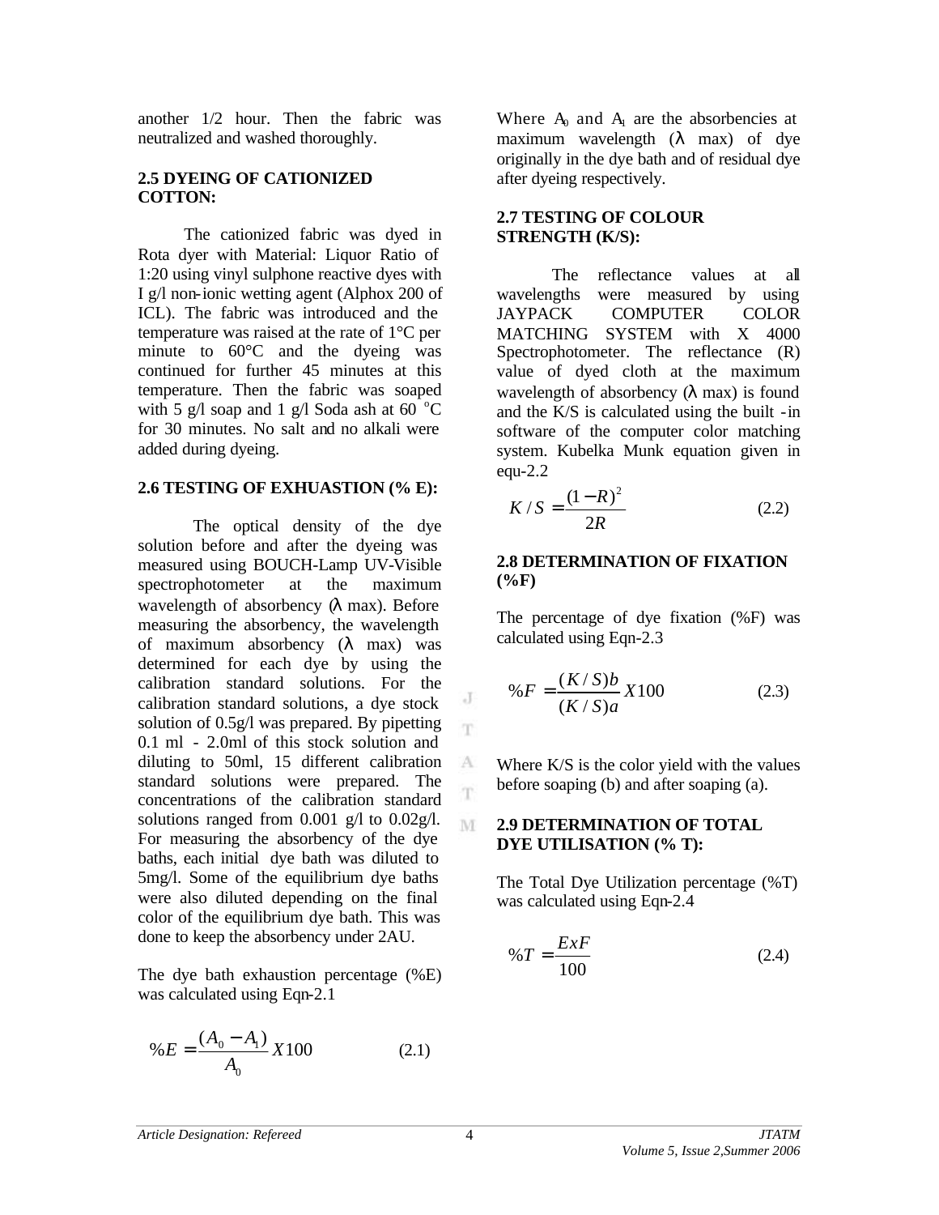another 1/2 hour. Then the fabric was neutralized and washed thoroughly.

### 2.5 DYEING OF CATIONIZED COTTON:

The cationized fabric was dyed in Rota dyer with Material: Liquor Ratio of 1:20 using vinyl sulphone reactive dyes with I g/l non-ionic wetting agent (Alphox 200 of ICL). The fabric was introduced and the temperature was raised at the rate of 1°C per minute to 60°C and the dyeing was continued for further 45 minutes at this temperature. Then the fabric was soaped with 5 g/l soap and 1 g/l Soda ash at 60 °C for 30 minutes. No salt and no alkali were added during dyeing.

### 2.6 TESTING OF EXHUASTION (% E):

The optical density of the dye solution before and after the dyeing was measured using BOUCH-Lamp UV-Visible spectrophotometer at the maximum wavelength of absorbency (λ max). Before measuring the absorbency, the wavelength of maximum absorbency (λ max) was determined for each dye by using the calibration standard solutions. For the calibration standard solutions, a dye stock solution of 0.5g/l was prepared. By pipetting 0.1 ml - 2.0ml of this stock solution and diluting to 50ml, 15 different calibration standard solutions were prepared. The concentrations of the calibration standard solutions ranged from 0.001 g/l to 0.02g/l. For measuring the absorbency of the dye baths, each initial dye bath was diluted to 5mg/l. Some of the equilibrium dye baths were also diluted depending on the final color of the equilibrium dye bath. This was done to keep the absorbency under 2AU.

The dye bath exhaustion percentage (%E) was calculated using Eqn-2.1

$$\%E = \frac{(A_0 - A_1)}{A_0} X100 \tag{2.1}$$

Where $A_0$ and $A_1$ are the absorbencies at maximum wavelength (λ max) of dye originally in the dye bath and of residual dye after dyeing respectively.

### 2.7 TESTING OF COLOUR STRENGTH (K/S):

The reflectance values at all wavelengths were measured by using JAYPACK COMPUTER COLOR MATCHING SYSTEM with X 4000 Spectrophotometer. The reflectance (R) value of dyed cloth at the maximum wavelength of absorbency (λ max) is found and the K/S is calculated using the built -in software of the computer color matching system. Kubelka Munk equation given in equ-2.2

$$K/S = \frac{(1-R)^2}{2R} \tag{2.2}$$

### 2.8 DETERMINATION OF FIXATION (%F)

The percentage of dye fixation (%F) was calculated using Eqn-2.3

$$\%F = \frac{(K/S)b}{(K/S)a} X100 \tag{2.3}$$

Where K/S is the color yield with the values before soaping (b) and after soaping (a).

### 2.9 DETERMINATION OF TOTAL DYE UTILISATION (% T):

The Total Dye Utilization percentage (%T) was calculated using Eqn-2.4

$$\%T = \frac{ExF}{100} \tag{2.4}$$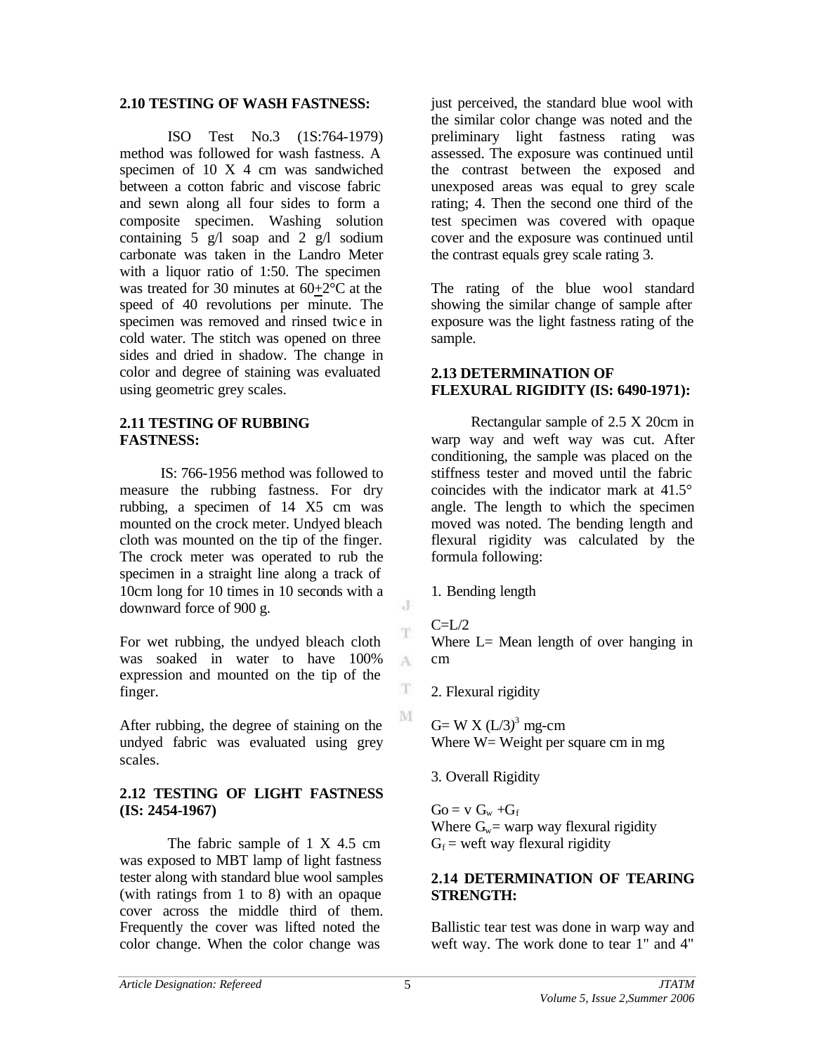### 2.10 TESTING OF WASH FASTNESS:

ISO Test No.3 (1S:764-1979) method was followed for wash fastness. A specimen of 10 X 4 cm was sandwiched between a cotton fabric and viscose fabric and sewn along all four sides to form a composite specimen. Washing solution containing 5 g/l soap and 2 g/l sodium carbonate was taken in the Landro Meter with a liquor ratio of 1:50. The specimen was treated for 30 minutes at 60±2°C at the speed of 40 revolutions per minute. The specimen was removed and rinsed twice in cold water. The stitch was opened on three sides and dried in shadow. The change in color and degree of staining was evaluated using geometric grey scales.

### 2.11 TESTING OF RUBBING FASTNESS:

IS: 766-1956 method was followed to measure the rubbing fastness. For dry rubbing, a specimen of 14 X5 cm was mounted on the crock meter. Undyed bleach cloth was mounted on the tip of the finger. The crock meter was operated to rub the specimen in a straight line along a track of 10cm long for 10 times in 10 seconds with a downward force of 900 g.

For wet rubbing, the undyed bleach cloth was soaked in water to have 100% expression and mounted on the tip of the finger.

After rubbing, the degree of staining on the undyed fabric was evaluated using grey scales.

### 2.12 TESTING OF LIGHT FASTNESS (IS: 2454-1967)

The fabric sample of 1 X 4.5 cm was exposed to MBT lamp of light fastness tester along with standard blue wool samples (with ratings from 1 to 8) with an opaque cover across the middle third of them. Frequently the cover was lifted noted the color change. When the color change was just perceived, the standard blue wool with the similar color change was noted and the preliminary light fastness rating was assessed. The exposure was continued until the contrast between the exposed and unexposed areas was equal to grey scale rating; 4. Then the second one third of the test specimen was covered with opaque cover and the exposure was continued until the contrast equals grey scale rating 3.

The rating of the blue wool standard showing the similar change of sample after exposure was the light fastness rating of the sample.

### 2.13 DETERMINATION OF FLEXURAL RIGIDITY (IS: 6490-1971):

Rectangular sample of 2.5 X 20cm in warp way and weft way was cut. After conditioning, the sample was placed on the stiffness tester and moved until the fabric coincides with the indicator mark at 41.5° angle. The length to which the specimen moved was noted. The bending length and flexural rigidity was calculated by the formula following:

1. Bending length

$C=L/2$

Where L= Mean length of over hanging in cm

2. Flexural rigidity

$G= W \times (L/3)^3$ mg-cm

Where W= Weight per square cm in mg

3. Overall Rigidity

$Go = v\, G_w + G_f$

Where $G_w$= warp way flexural rigidity

$G_f$ = weft way flexural rigidity

### 2.14 DETERMINATION OF TEARING STRENGTH:

Ballistic tear test was done in warp way and weft way. The work done to tear 1" and 4"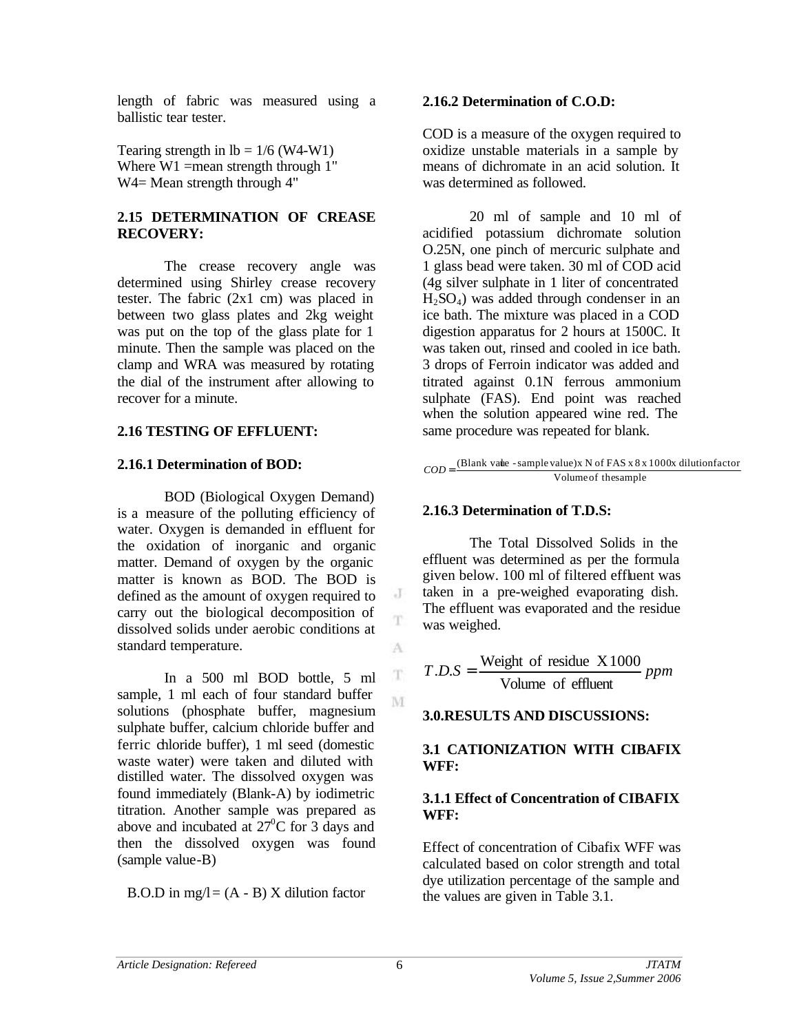length of fabric was measured using a ballistic tear tester.

Tearing strength in lb = 1/6 (W4-W1)
Where W1 =mean strength through 1"
W4= Mean strength through 4"

## 2.15 DETERMINATION OF CREASE RECOVERY:

The crease recovery angle was determined using Shirley crease recovery tester. The fabric (2x1 cm) was placed in between two glass plates and 2kg weight was put on the top of the glass plate for 1 minute. Then the sample was placed on the clamp and WRA was measured by rotating the dial of the instrument after allowing to recover for a minute.

## 2.16 TESTING OF EFFLUENT:

### 2.16.1 Determination of BOD:

BOD (Biological Oxygen Demand) is a measure of the polluting efficiency of water. Oxygen is demanded in effluent for the oxidation of inorganic and organic matter. Demand of oxygen by the organic matter is known as BOD. The BOD is defined as the amount of oxygen required to carry out the biological decomposition of dissolved solids under aerobic conditions at standard temperature.

In a 500 ml BOD bottle, 5 ml sample, 1 ml each of four standard buffer solutions (phosphate buffer, magnesium sulphate buffer, calcium chloride buffer and ferric chloride buffer), 1 ml seed (domestic waste water) were taken and diluted with distilled water. The dissolved oxygen was found immediately (Blank-A) by iodimetric titration. Another sample was prepared as above and incubated at $27^0$C for 3 days and then the dissolved oxygen was found (sample value-B)

B.O.D in mg/l = (A - B) X dilution factor

### 2.16.2 Determination of C.O.D:

COD is a measure of the oxygen required to oxidize unstable materials in a sample by means of dichromate in an acid solution. It was determined as followed.

20 ml of sample and 10 ml of acidified potassium dichromate solution O.25N, one pinch of mercuric sulphate and 1 glass bead were taken. 30 ml of COD acid (4g silver sulphate in 1 liter of concentrated $H_2SO_4$) was added through condenser in an ice bath. The mixture was placed in a COD digestion apparatus for 2 hours at 1500C. It was taken out, rinsed and cooled in ice bath. 3 drops of Ferroin indicator was added and titrated against 0.1N ferrous ammonium sulphate (FAS). End point was reached when the solution appeared wine red. The same procedure was repeated for blank.

$$COD = \frac{(\text{Blank value - sample value}) \text{x N of FAS x } 8 \text{ x } 1000 \text{x dilution factor}}{\text{Volume of the sample}}$$

### 2.16.3 Determination of T.D.S:

The Total Dissolved Solids in the effluent was determined as per the formula given below. 100 ml of filtered effluent was taken in a pre-weighed evaporating dish. The effluent was evaporated and the residue was weighed.

$$T.D.S = \frac{\text{Weight of residue X } 1000}{\text{Volume of effluent}} \ ppm$$

## 3.0. RESULTS AND DISCUSSIONS:

## 3.1 CATIONIZATION WITH CIBAFIX WFF:

### 3.1.1 Effect of Concentration of CIBAFIX WFF:

Effect of concentration of Cibafix WFF was calculated based on color strength and total dye utilization percentage of the sample and the values are given in Table 3.1.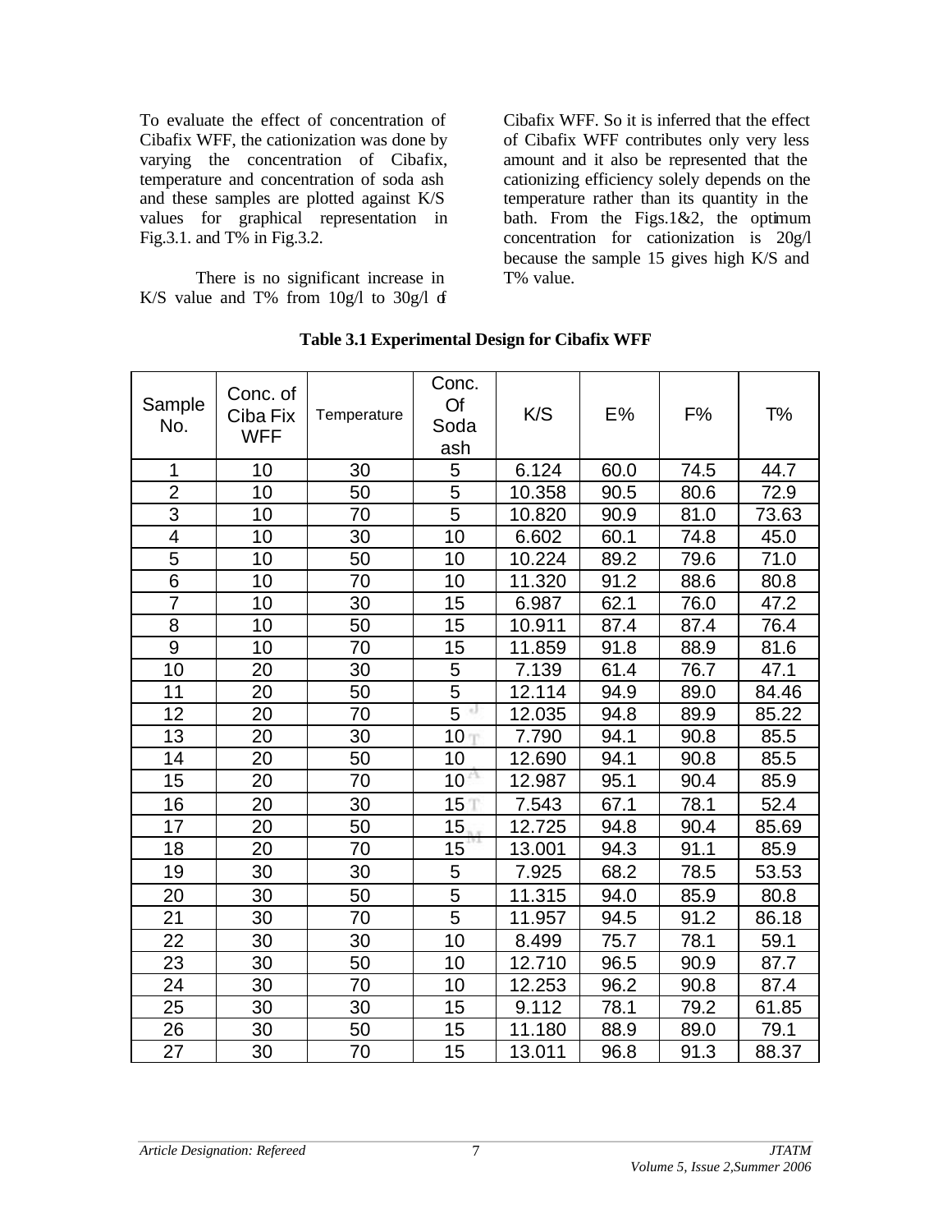To evaluate the effect of concentration of Cibafix WFF, the cationization was done by varying the concentration of Cibafix, temperature and concentration of soda ash and these samples are plotted against K/S values for graphical representation in Fig.3.1. and T% in Fig.3.2.

There is no significant increase in K/S value and T% from 10g/l to 30g/l of Cibafix WFF. So it is inferred that the effect of Cibafix WFF contributes only very less amount and it also be represented that the cationizing efficiency solely depends on the temperature rather than its quantity in the bath. From the Figs.1&2, the optimum concentration for cationization is 20g/l because the sample 15 gives high K/S and T% value.

**Table 3.1 Experimental Design for Cibafix WFF**

| Sample No. | Conc. of Ciba Fix WFF | Temperature | Conc. Of Soda ash | K/S | E% | F% | T% |
|---|---|---|---|---|---|---|---|
| 1 | 10 | 30 | 5 | 6.124 | 60.0 | 74.5 | 44.7 |
| 2 | 10 | 50 | 5 | 10.358 | 90.5 | 80.6 | 72.9 |
| 3 | 10 | 70 | 5 | 10.820 | 90.9 | 81.0 | 73.63 |
| 4 | 10 | 30 | 10 | 6.602 | 60.1 | 74.8 | 45.0 |
| 5 | 10 | 50 | 10 | 10.224 | 89.2 | 79.6 | 71.0 |
| 6 | 10 | 70 | 10 | 11.320 | 91.2 | 88.6 | 80.8 |
| 7 | 10 | 30 | 15 | 6.987 | 62.1 | 76.0 | 47.2 |
| 8 | 10 | 50 | 15 | 10.911 | 87.4 | 87.4 | 76.4 |
| 9 | 10 | 70 | 15 | 11.859 | 91.8 | 88.9 | 81.6 |
| 10 | 20 | 30 | 5 | 7.139 | 61.4 | 76.7 | 47.1 |
| 11 | 20 | 50 | 5 | 12.114 | 94.9 | 89.0 | 84.46 |
| 12 | 20 | 70 | 5 | 12.035 | 94.8 | 89.9 | 85.22 |
| 13 | 20 | 30 | 10 | 7.790 | 94.1 | 90.8 | 85.5 |
| 14 | 20 | 50 | 10 | 12.690 | 94.1 | 90.8 | 85.5 |
| 15 | 20 | 70 | 10 | 12.987 | 95.1 | 90.4 | 85.9 |
| 16 | 20 | 30 | 15 | 7.543 | 67.1 | 78.1 | 52.4 |
| 17 | 20 | 50 | 15 | 12.725 | 94.8 | 90.4 | 85.69 |
| 18 | 20 | 70 | 15 | 13.001 | 94.3 | 91.1 | 85.9 |
| 19 | 30 | 30 | 5 | 7.925 | 68.2 | 78.5 | 53.53 |
| 20 | 30 | 50 | 5 | 11.315 | 94.0 | 85.9 | 80.8 |
| 21 | 30 | 70 | 5 | 11.957 | 94.5 | 91.2 | 86.18 |
| 22 | 30 | 30 | 10 | 8.499 | 75.7 | 78.1 | 59.1 |
| 23 | 30 | 50 | 10 | 12.710 | 96.5 | 90.9 | 87.7 |
| 24 | 30 | 70 | 10 | 12.253 | 96.2 | 90.8 | 87.4 |
| 25 | 30 | 30 | 15 | 9.112 | 78.1 | 79.2 | 61.85 |
| 26 | 30 | 50 | 15 | 11.180 | 88.9 | 89.0 | 79.1 |
| 27 | 30 | 70 | 15 | 13.011 | 96.8 | 91.3 | 88.37 |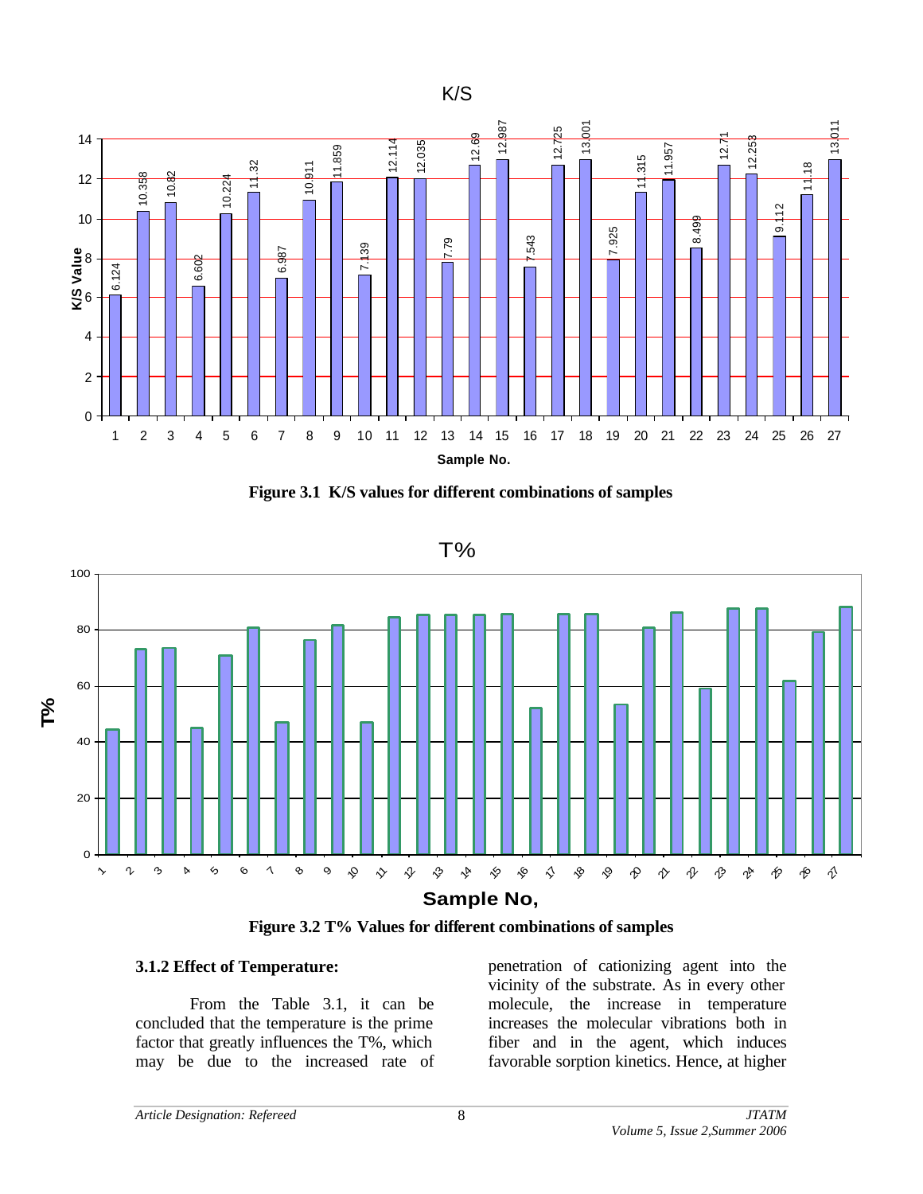K/S

K/S Value

14
12
10
8
6
4
2
0

6.124
10.358
10.82
6.602
10.224
11.32
6.987
10.911
11.859
7.139
12.114
12.035
7.79
12.69
12.987
7.543
12.725
13.001
7.925
11.315
11.957
8.499
12.71
12.253
9.112
11.18
13.011

1 2 3 4 5 6 7 8 9 10 11 12 13 14 15 16 17 18 19 20 21 22 23 24 25 26 27

Sample No.

**Figure 3.1 K/S values for different combinations of samples**

T%

T%

100
80
60
40
20
0

1 2 3 4 5 6 7 8 9 10 11 12 13 14 15 16 17 18 19 20 21 22 23 24 25 26 27

Sample No,

**Figure 3.2 T% Values for different combinations of samples**

### 3.1.2 Effect of Temperature:

From the Table 3.1, it can be concluded that the temperature is the prime factor that greatly influences the T%, which may be due to the increased rate of penetration of cationizing agent into the vicinity of the substrate. As in every other molecule, the increase in temperature increases the molecular vibrations both in fiber and in the agent, which induces favorable sorption kinetics. Hence, at higher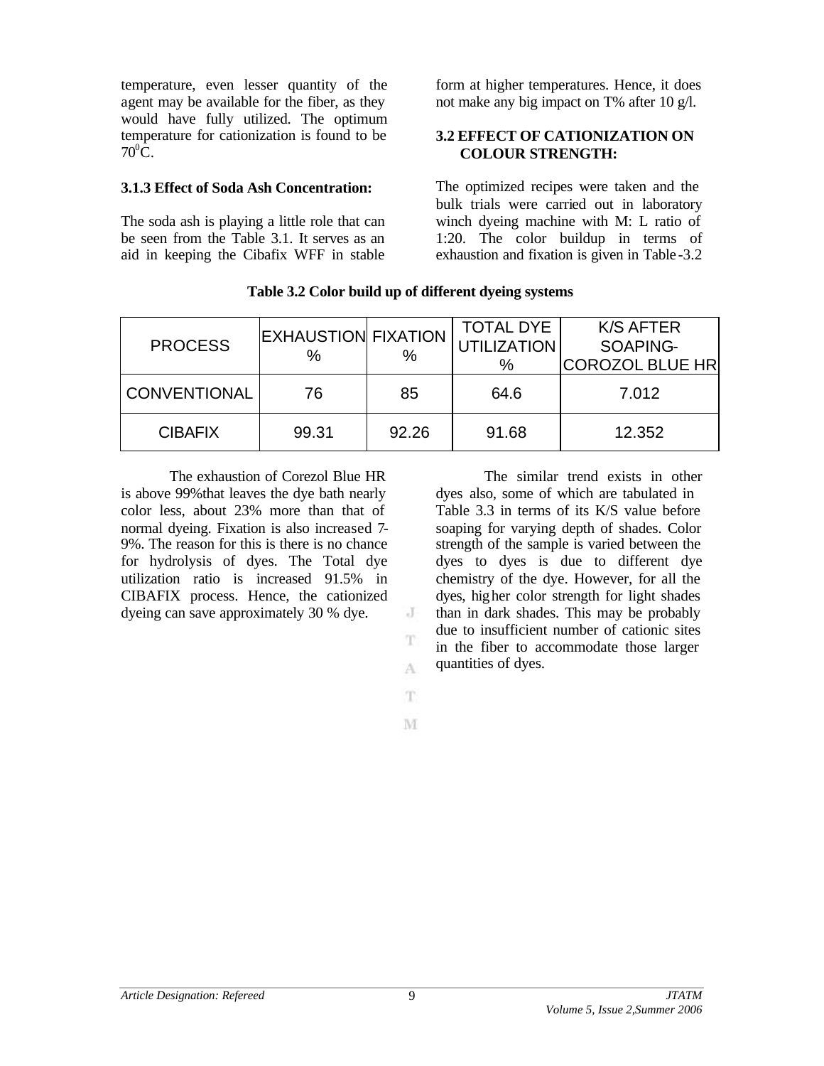temperature, even lesser quantity of the agent may be available for the fiber, as they would have fully utilized. The optimum temperature for cationization is found to be $70^0$C.

### 3.1.3 Effect of Soda Ash Concentration:

The soda ash is playing a little role that can be seen from the Table 3.1. It serves as an aid in keeping the Cibafix WFF in stable form at higher temperatures. Hence, it does not make any big impact on T% after 10 g/l.

### 3.2 EFFECT OF CATIONIZATION ON COLOUR STRENGTH:

The optimized recipes were taken and the bulk trials were carried out in laboratory winch dyeing machine with M: L ratio of 1:20. The color buildup in terms of exhaustion and fixation is given in Table-3.2

**Table 3.2 Color build up of different dyeing systems**

| PROCESS | EXHAUSTION % | FIXATION % | TOTAL DYE UTILIZATION % | K/S AFTER SOAPING-COROZOL BLUE HR |
|---|---|---|---|---|
| CONVENTIONAL | 76 | 85 | 64.6 | 7.012 |
| CIBAFIX | 99.31 | 92.26 | 91.68 | 12.352 |

The exhaustion of Corezol Blue HR is above 99%that leaves the dye bath nearly color less, about 23% more than that of normal dyeing. Fixation is also increased 7-9%. The reason for this is there is no chance for hydrolysis of dyes. The Total dye utilization ratio is increased 91.5% in CIBAFIX process. Hence, the cationized dyeing can save approximately 30 % dye.

The similar trend exists in other dyes also, some of which are tabulated in Table 3.3 in terms of its K/S value before soaping for varying depth of shades. Color strength of the sample is varied between the dyes to dyes is due to different dye chemistry of the dye. However, for all the dyes, higher color strength for light shades than in dark shades. This may be probably due to insufficient number of cationic sites in the fiber to accommodate those larger quantities of dyes.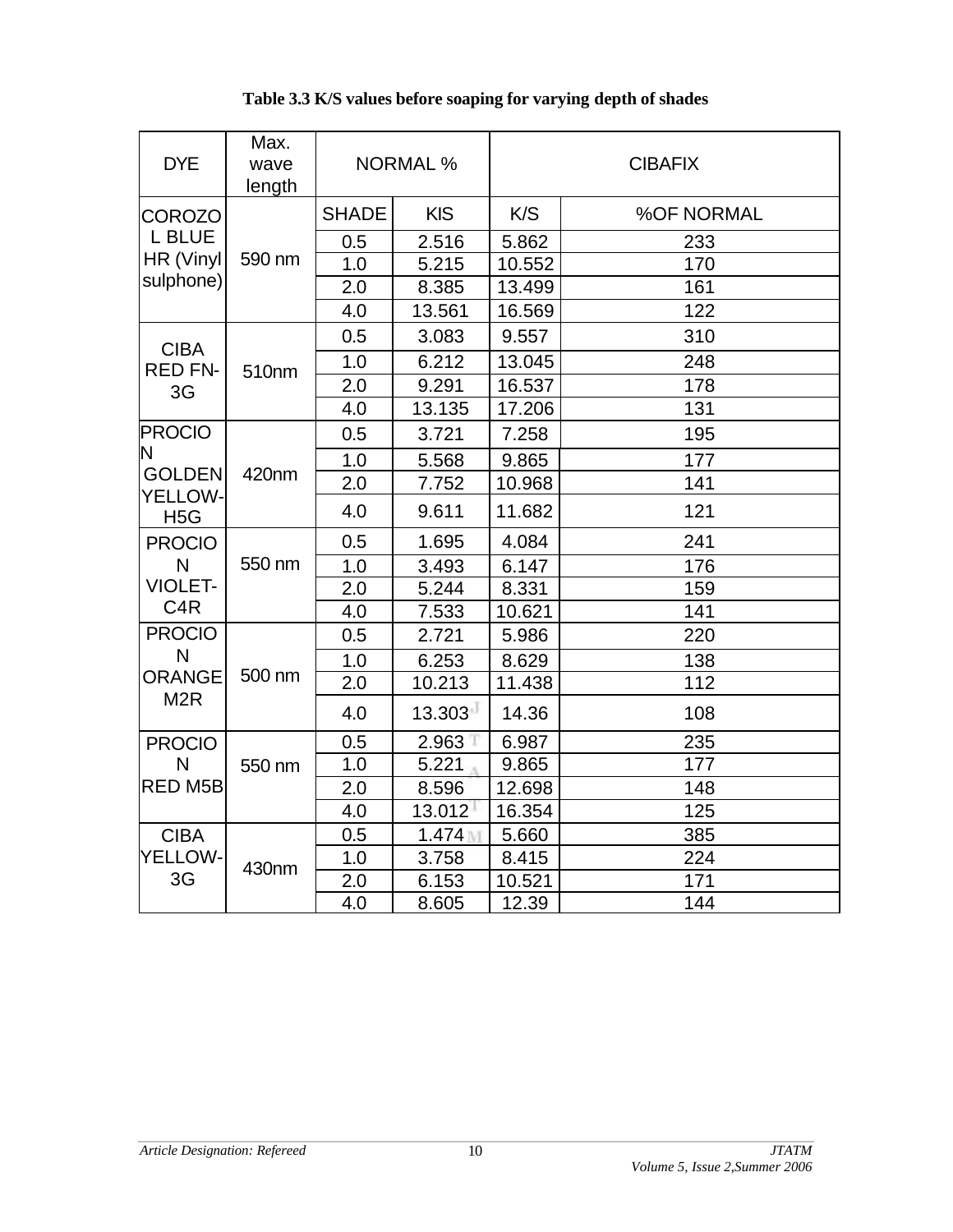**Table 3.3 K/S values before soaping for varying depth of shades**

| DYE | Max. wave length | NORMAL % | | CIBAFIX | |
|---|---|---|---|---|---|
| | | SHADE | KIS | K/S | %OF NORMAL |
| COROZOL BLUE HR (Vinyl sulphone) | 590 nm | 0.5 | 2.516 | 5.862 | 233 |
| | | 1.0 | 5.215 | 10.552 | 170 |
| | | 2.0 | 8.385 | 13.499 | 161 |
| | | 4.0 | 13.561 | 16.569 | 122 |
| CIBA RED FN-3G | 510nm | 0.5 | 3.083 | 9.557 | 310 |
| | | 1.0 | 6.212 | 13.045 | 248 |
| | | 2.0 | 9.291 | 16.537 | 178 |
| | | 4.0 | 13.135 | 17.206 | 131 |
| PROCION GOLDEN YELLOW-H5G | 420nm | 0.5 | 3.721 | 7.258 | 195 |
| | | 1.0 | 5.568 | 9.865 | 177 |
| | | 2.0 | 7.752 | 10.968 | 141 |
| | | 4.0 | 9.611 | 11.682 | 121 |
| PROCION VIOLET-C4R | 550 nm | 0.5 | 1.695 | 4.084 | 241 |
| | | 1.0 | 3.493 | 6.147 | 176 |
| | | 2.0 | 5.244 | 8.331 | 159 |
| | | 4.0 | 7.533 | 10.621 | 141 |
| PROCION ORANGE M2R | 500 nm | 0.5 | 2.721 | 5.986 | 220 |
| | | 1.0 | 6.253 | 8.629 | 138 |
| | | 2.0 | 10.213 | 11.438 | 112 |
| | | 4.0 | 13.303 | 14.36 | 108 |
| PROCION RED M5B | 550 nm | 0.5 | 2.963 | 6.987 | 235 |
| | | 1.0 | 5.221 | 9.865 | 177 |
| | | 2.0 | 8.596 | 12.698 | 148 |
| | | 4.0 | 13.012 | 16.354 | 125 |
| CIBA YELLOW-3G | 430nm | 0.5 | 1.474 | 5.660 | 385 |
| | | 1.0 | 3.758 | 8.415 | 224 |
| | | 2.0 | 6.153 | 10.521 | 171 |
| | | 4.0 | 8.605 | 12.39 | 144 |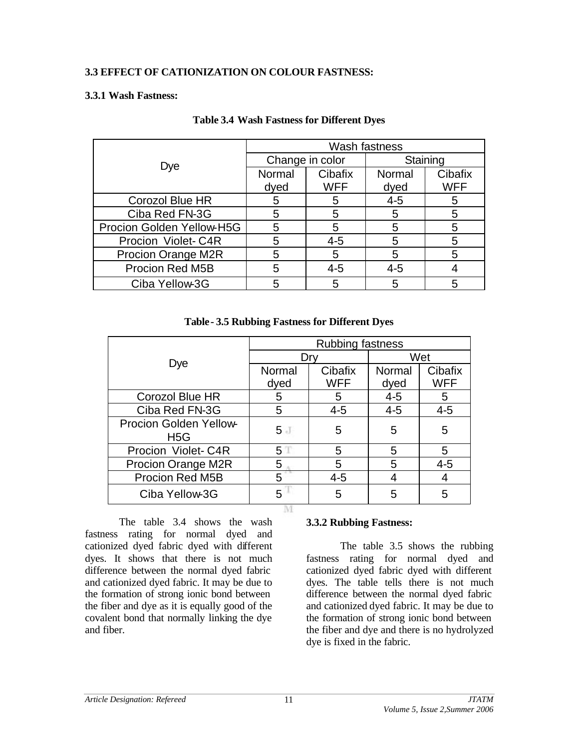### 3.3 EFFECT OF CATIONIZATION ON COLOUR FASTNESS:

#### 3.3.1 Wash Fastness:

**Table 3.4 Wash Fastness for Different Dyes**

| Dye | Wash fastness | | | |
|---|---|---|---|---|
| | Change in color | | Staining | |
| | Normal dyed | Cibafix WFF | Normal dyed | Cibafix WFF |
| Corozol Blue HR | 5 | 5 | 4-5 | 5 |
| Ciba Red FN-3G | 5 | 5 | 5 | 5 |
| Procion Golden Yellow-H5G | 5 | 5 | 5 | 5 |
| Procion Violet- C4R | 5 | 4-5 | 5 | 5 |
| Procion Orange M2R | 5 | 5 | 5 | 5 |
| Procion Red M5B | 5 | 4-5 | 4-5 | 4 |
| Ciba Yellow-3G | 5 | 5 | 5 | 5 |

**Table - 3.5 Rubbing Fastness for Different Dyes**

| Dye | Rubbing fastness | | | |
|---|---|---|---|---|
| | Dry | | Wet | |
| | Normal dyed | Cibafix WFF | Normal dyed | Cibafix WFF |
| Corozol Blue HR | 5 | 5 | 4-5 | 5 |
| Ciba Red FN-3G | 5 | 4-5 | 4-5 | 4-5 |
| Procion Golden Yellow-H5G | 5 | 5 | 5 | 5 |
| Procion Violet- C4R | 5 | 5 | 5 | 5 |
| Procion Orange M2R | 5 | 5 | 5 | 4-5 |
| Procion Red M5B | 5 | 4-5 | 4 | 4 |
| Ciba Yellow-3G | 5 | 5 | 5 | 5 |

The table 3.4 shows the wash fastness rating for normal dyed and cationized dyed fabric dyed with different dyes. It shows that there is not much difference between the normal dyed fabric and cationized dyed fabric. It may be due to the formation of strong ionic bond between the fiber and dye as it is equally good of the covalent bond that normally linking the dye and fiber.

#### 3.3.2 Rubbing Fastness:

The table 3.5 shows the rubbing fastness rating for normal dyed and cationized dyed fabric dyed with different dyes. The table tells there is not much difference between the normal dyed fabric and cationized dyed fabric. It may be due to the formation of strong ionic bond between the fiber and dye and there is no hydrolyzed dye is fixed in the fabric.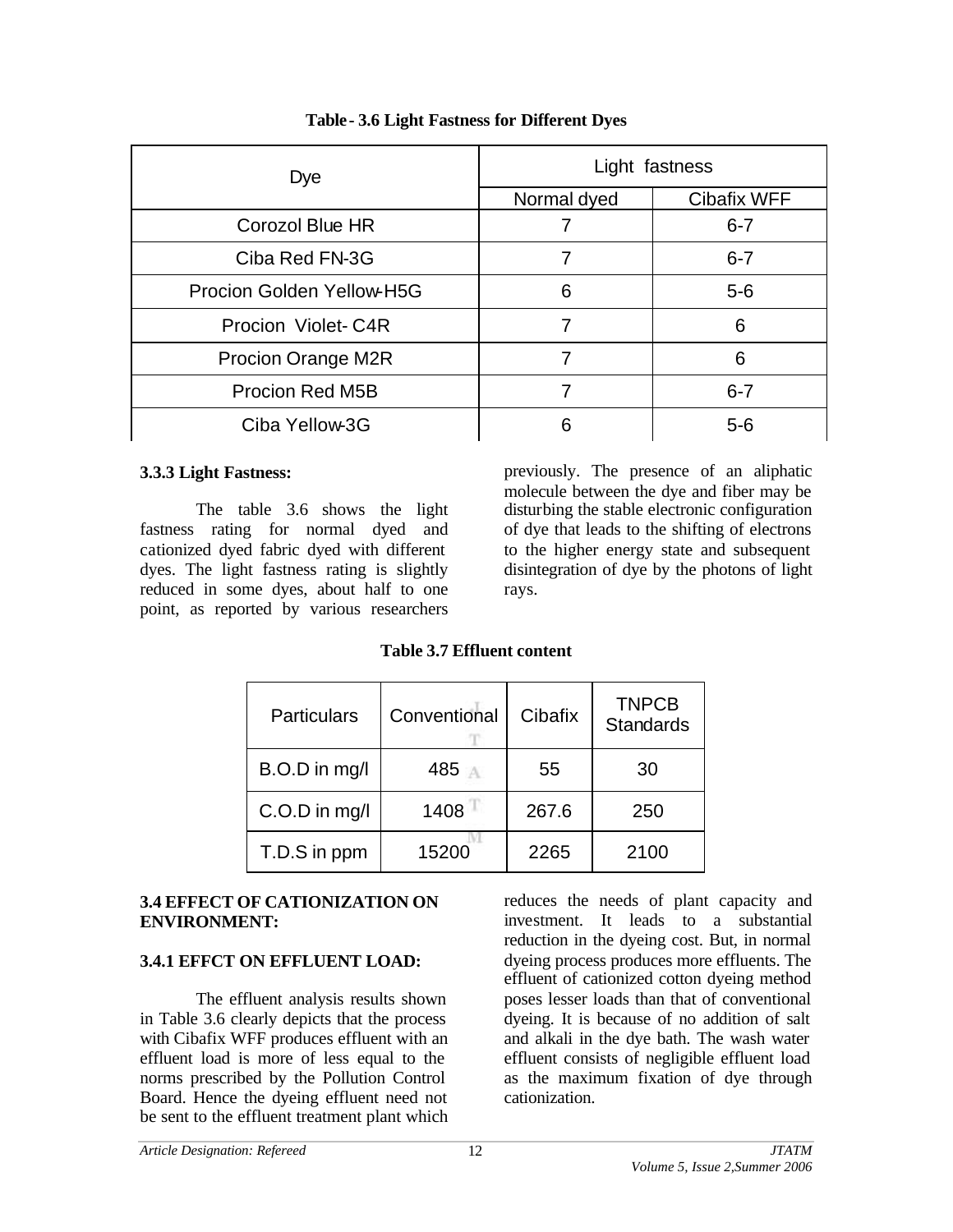**Table - 3.6 Light Fastness for Different Dyes**

| Dye | Light fastness | |
|---|---|---|
| | Normal dyed | Cibafix WFF |
| Corozol Blue HR | 7 | 6-7 |
| Ciba Red FN-3G | 7 | 6-7 |
| Procion Golden Yellow-H5G | 6 | 5-6 |
| Procion Violet- C4R | 7 | 6 |
| Procion Orange M2R | 7 | 6 |
| Procion Red M5B | 7 | 6-7 |
| Ciba Yellow-3G | 6 | 5-6 |

### 3.3.3 Light Fastness:

The table 3.6 shows the light fastness rating for normal dyed and cationized dyed fabric dyed with different dyes. The light fastness rating is slightly reduced in some dyes, about half to one point, as reported by various researchers previously. The presence of an aliphatic molecule between the dye and fiber may be disturbing the stable electronic configuration of dye that leads to the shifting of electrons to the higher energy state and subsequent disintegration of dye by the photons of light rays.

**Table 3.7 Effluent content**

| Particulars | Conventional | Cibafix | TNPCB Standards |
|---|---|---|---|
| B.O.D in mg/l | 485 | 55 | 30 |
| C.O.D in mg/l | 1408 | 267.6 | 250 |
| T.D.S in ppm | 15200 | 2265 | 2100 |

## 3.4 EFFECT OF CATIONIZATION ON ENVIRONMENT:

### 3.4.1 EFFCT ON EFFLUENT LOAD:

The effluent analysis results shown in Table 3.6 clearly depicts that the process with Cibafix WFF produces effluent with an effluent load is more of less equal to the norms prescribed by the Pollution Control Board. Hence the dyeing effluent need not be sent to the effluent treatment plant which reduces the needs of plant capacity and investment. It leads to a substantial reduction in the dyeing cost. But, in normal dyeing process produces more effluents. The effluent of cationized cotton dyeing method poses lesser loads than that of conventional dyeing. It is because of no addition of salt and alkali in the dye bath. The wash water effluent consists of negligible effluent load as the maximum fixation of dye through cationization.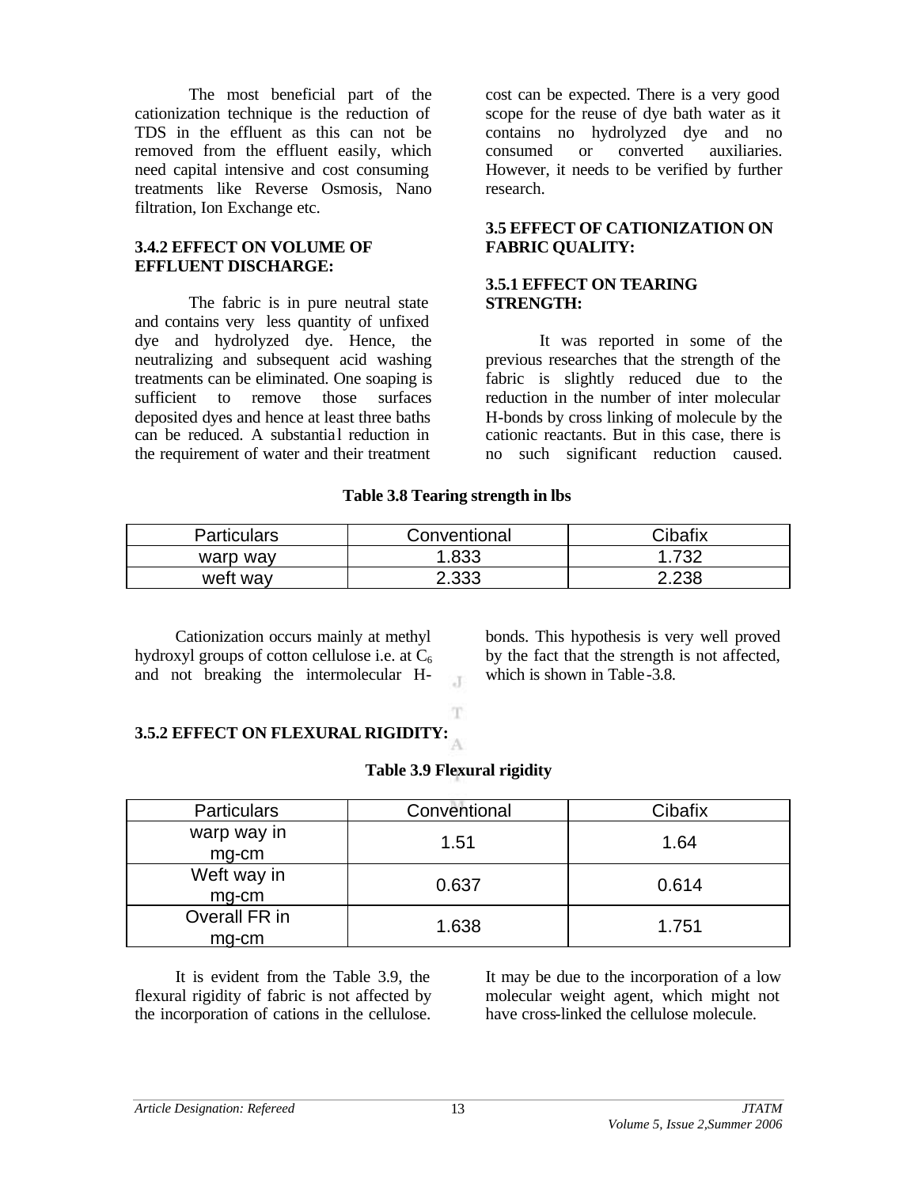The most beneficial part of the cationization technique is the reduction of TDS in the effluent as this can not be removed from the effluent easily, which need capital intensive and cost consuming treatments like Reverse Osmosis, Nano filtration, Ion Exchange etc.

### 3.4.2 EFFECT ON VOLUME OF EFFLUENT DISCHARGE:

The fabric is in pure neutral state and contains very less quantity of unfixed dye and hydrolyzed dye. Hence, the neutralizing and subsequent acid washing treatments can be eliminated. One soaping is sufficient to remove those surfaces deposited dyes and hence at least three baths can be reduced. A substantial reduction in the requirement of water and their treatment cost can be expected. There is a very good scope for the reuse of dye bath water as it contains no hydrolyzed dye and no consumed or converted auxiliaries. However, it needs to be verified by further research.

## 3.5 EFFECT OF CATIONIZATION ON FABRIC QUALITY:

### 3.5.1 EFFECT ON TEARING STRENGTH:

It was reported in some of the previous researches that the strength of the fabric is slightly reduced due to the reduction in the number of inter molecular H-bonds by cross linking of molecule by the cationic reactants. But in this case, there is no such significant reduction caused.

**Table 3.8 Tearing strength in lbs**

| Particulars | Conventional | Cibafix |
|---|---|---|
| warp way | 1.833 | 1.732 |
| weft way | 2.333 | 2.238 |

Cationization occurs mainly at methyl hydroxyl groups of cotton cellulose i.e. at $C_6$ and not breaking the intermolecular H-bonds. This hypothesis is very well proved by the fact that the strength is not affected, which is shown in Table-3.8.

### 3.5.2 EFFECT ON FLEXURAL RIGIDITY:

**Table 3.9 Flexural rigidity**

| Particulars | Conventional | Cibafix |
|---|---|---|
| warp way in mg-cm | 1.51 | 1.64 |
| Weft way in mg-cm | 0.637 | 0.614 |
| Overall FR in mg-cm | 1.638 | 1.751 |

It is evident from the Table 3.9, the flexural rigidity of fabric is not affected by the incorporation of cations in the cellulose. It may be due to the incorporation of a low molecular weight agent, which might not have cross-linked the cellulose molecule.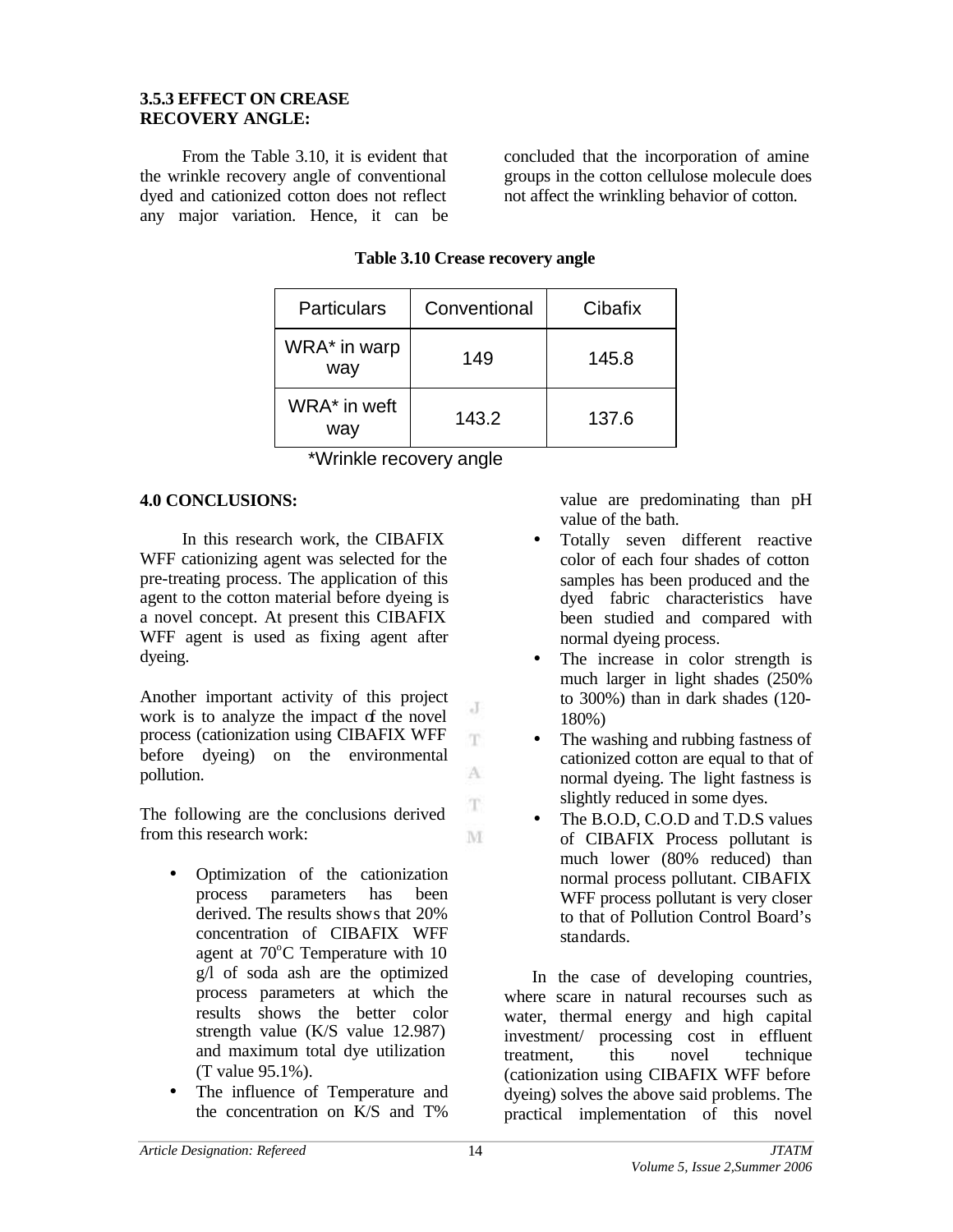### 3.5.3 EFFECT ON CREASE RECOVERY ANGLE:

From the Table 3.10, it is evident that the wrinkle recovery angle of conventional dyed and cationized cotton does not reflect any major variation. Hence, it can be concluded that the incorporation of amine groups in the cotton cellulose molecule does not affect the wrinkling behavior of cotton.

**Table 3.10 Crease recovery angle**

| Particulars | Conventional | Cibafix |
|---|---|---|
| WRA* in warp way | 149 | 145.8 |
| WRA* in weft way | 143.2 | 137.6 |

*Wrinkle recovery angle

## 4.0 CONCLUSIONS:

In this research work, the CIBAFIX WFF cationizing agent was selected for the pre-treating process. The application of this agent to the cotton material before dyeing is a novel concept. At present this CIBAFIX WFF agent is used as fixing agent after dyeing.

Another important activity of this project work is to analyze the impact of the novel process (cationization using CIBAFIX WFF before dyeing) on the environmental pollution.

The following are the conclusions derived from this research work:

- Optimization of the cationization process parameters has been derived. The results shows that 20% concentration of CIBAFIX WFF agent at 70°C Temperature with 10 g/l of soda ash are the optimized process parameters at which the results shows the better color strength value (K/S value 12.987) and maximum total dye utilization (T value 95.1%).
- The influence of Temperature and the concentration on K/S and T% value are predominating than pH value of the bath.
- Totally seven different reactive color of each four shades of cotton samples has been produced and the dyed fabric characteristics have been studied and compared with normal dyeing process.
- The increase in color strength is much larger in light shades (250% to 300%) than in dark shades (120-180%)
- The washing and rubbing fastness of cationized cotton are equal to that of normal dyeing. The light fastness is slightly reduced in some dyes.
- The B.O.D, C.O.D and T.D.S values of CIBAFIX Process pollutant is much lower (80% reduced) than normal process pollutant. CIBAFIX WFF process pollutant is very closer to that of Pollution Control Board's standards.

In the case of developing countries, where scare in natural recourses such as water, thermal energy and high capital investment/ processing cost in effluent treatment, this novel technique (cationization using CIBAFIX WFF before dyeing) solves the above said problems. The practical implementation of this novel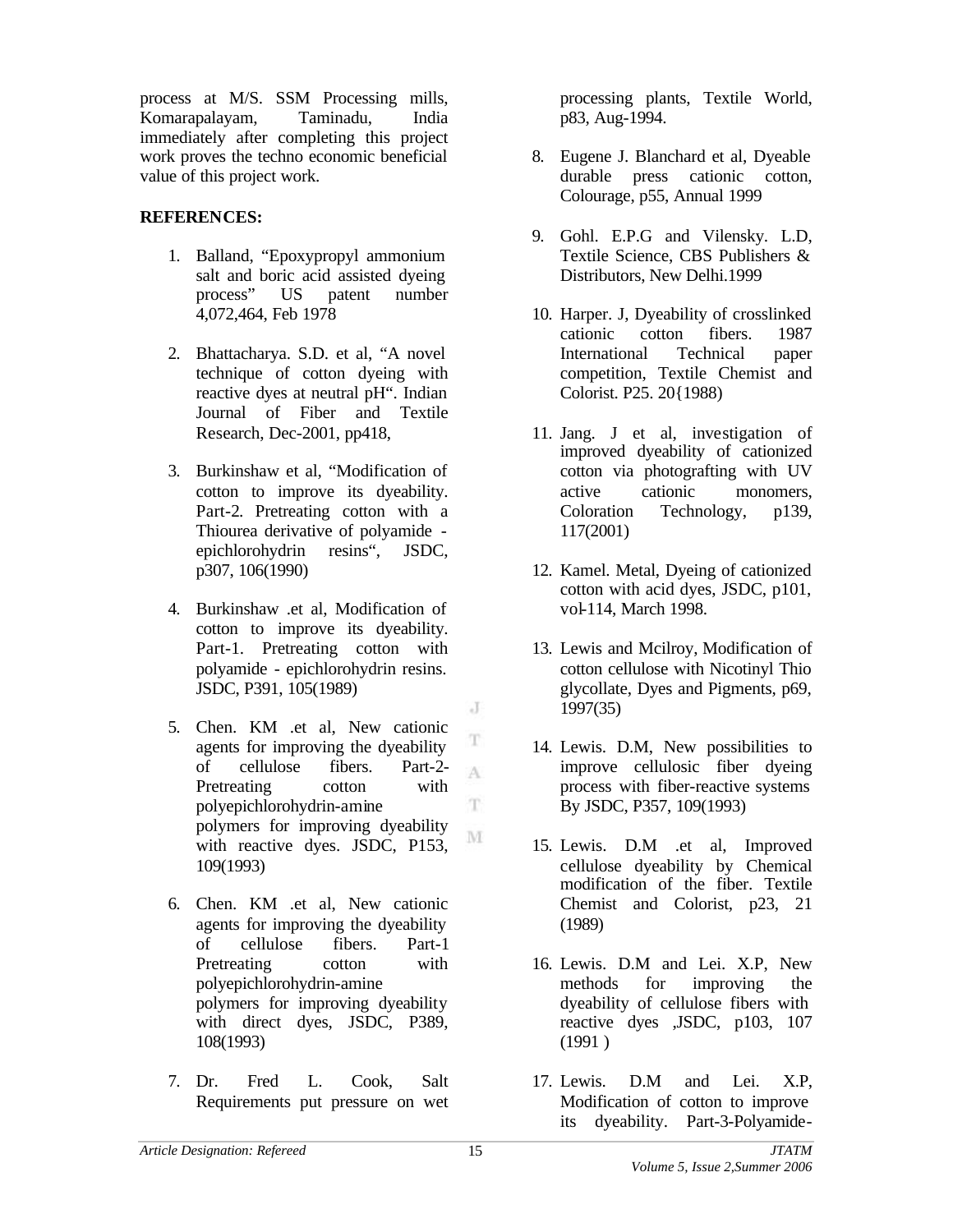process at M/S. SSM Processing mills, Komarapalayam, Taminadu, India immediately after completing this project work proves the techno economic beneficial value of this project work.

**REFERENCES:**

1. Balland, "Epoxypropyl ammonium salt and boric acid assisted dyeing process" US patent number 4,072,464, Feb 1978

2. Bhattacharya. S.D. et al, "A novel technique of cotton dyeing with reactive dyes at neutral pH". Indian Journal of Fiber and Textile Research, Dec-2001, pp418,

3. Burkinshaw et al, "Modification of cotton to improve its dyeability. Part-2. Pretreating cotton with a Thiourea derivative of polyamide - epichlorohydrin resins", JSDC, p307, 106(1990)

4. Burkinshaw .et al, Modification of cotton to improve its dyeability. Part-1. Pretreating cotton with polyamide - epichlorohydrin resins. JSDC, P391, 105(1989)

5. Chen. KM .et al, New cationic agents for improving the dyeability of cellulose fibers. Part-2- Pretreating cotton with polyepichlorohydrin-amine polymers for improving dyeability with reactive dyes. JSDC, P153, 109(1993)

6. Chen. KM .et al, New cationic agents for improving the dyeability of cellulose fibers. Part-1 Pretreating cotton with polyepichlorohydrin-amine polymers for improving dyeability with direct dyes, JSDC, P389, 108(1993)

7. Dr. Fred L. Cook, Salt Requirements put pressure on wet processing plants, Textile World, p83, Aug-1994.

8. Eugene J. Blanchard et al, Dyeable durable press cationic cotton, Colourage, p55, Annual 1999

9. Gohl. E.P.G and Vilensky. L.D, Textile Science, CBS Publishers & Distributors, New Delhi.1999

10. Harper. J, Dyeability of crosslinked cationic cotton fibers. 1987 International Technical paper competition, Textile Chemist and Colorist. P25. 20{1988)

11. Jang. J et al, investigation of improved dyeability of cationized cotton via photografting with UV active cationic monomers, Coloration Technology, p139, 117(2001)

12. Kamel. Metal, Dyeing of cationized cotton with acid dyes, JSDC, p101, vol-114, March 1998.

13. Lewis and Mcilroy, Modification of cotton cellulose with Nicotinyl Thio glycollate, Dyes and Pigments, p69, 1997(35)

14. Lewis. D.M, New possibilities to improve cellulosic fiber dyeing process with fiber-reactive systems By JSDC, P357, 109(1993)

15. Lewis. D.M .et al, Improved cellulose dyeability by Chemical modification of the fiber. Textile Chemist and Colorist, p23, 21 (1989)

16. Lewis. D.M and Lei. X.P, New methods for improving the dyeability of cellulose fibers with reactive dyes ,JSDC, p103, 107 (1991 )

17. Lewis. D.M and Lei. X.P, Modification of cotton to improve its dyeability. Part-3-Polyamide-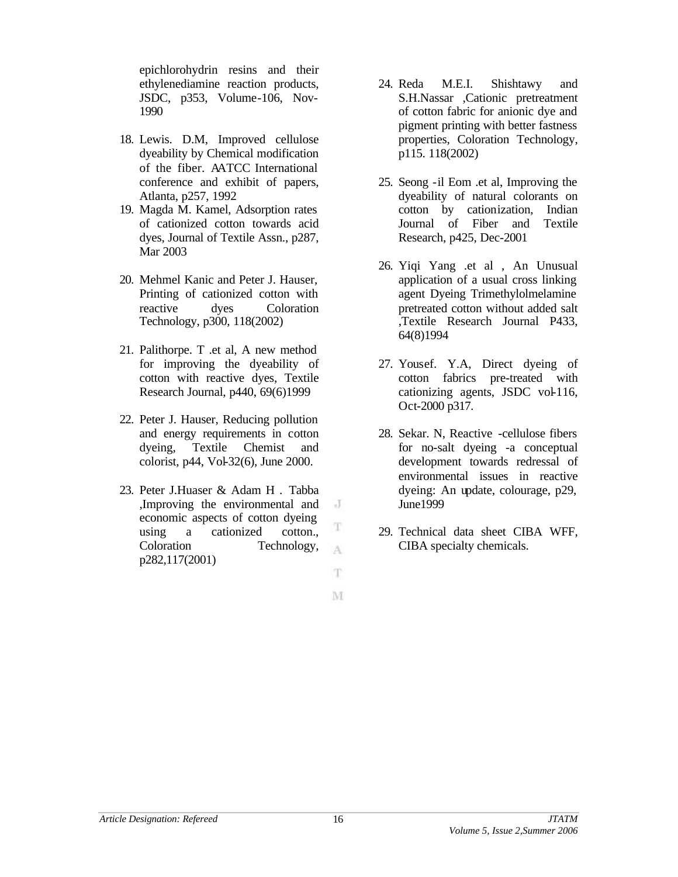epichlorohydrin resins and their ethylenediamine reaction products, JSDC, p353, Volume-106, Nov-1990

18. Lewis. D.M, Improved cellulose dyeability by Chemical modification of the fiber. AATCC International conference and exhibit of papers, Atlanta, p257, 1992
19. Magda M. Kamel, Adsorption rates of cationized cotton towards acid dyes, Journal of Textile Assn., p287, Mar 2003
20. Mehmel Kanic and Peter J. Hauser, Printing of cationized cotton with reactive dyes Coloration Technology, p300, 118(2002)
21. Palithorpe. T .et al, A new method for improving the dyeability of cotton with reactive dyes, Textile Research Journal, p440, 69(6)1999
22. Peter J. Hauser, Reducing pollution and energy requirements in cotton dyeing, Textile Chemist and colorist, p44, Vol-32(6), June 2000.
23. Peter J.Huaser & Adam H . Tabba ,Improving the environmental and economic aspects of cotton dyeing using a cationized cotton., Coloration Technology, p282,117(2001)
24. Reda M.E.I. Shishtawy and S.H.Nassar ,Cationic pretreatment of cotton fabric for anionic dye and pigment printing with better fastness properties, Coloration Technology, p115. 118(2002)
25. Seong -il Eom .et al, Improving the dyeability of natural colorants on cotton by cationization, Indian Journal of Fiber and Textile Research, p425, Dec-2001
26. Yiqi Yang .et al , An Unusual application of a usual cross linking agent Dyeing Trimethylolmelamine pretreated cotton without added salt ,Textile Research Journal P433, 64(8)1994
27. Yousef. Y.A, Direct dyeing of cotton fabrics pre-treated with cationizing agents, JSDC vol-116, Oct-2000 p317.
28. Sekar. N, Reactive -cellulose fibers for no-salt dyeing -a conceptual development towards redressal of environmental issues in reactive dyeing: An update, colourage, p29, June1999
29. Technical data sheet CIBA WFF, CIBA specialty chemicals.